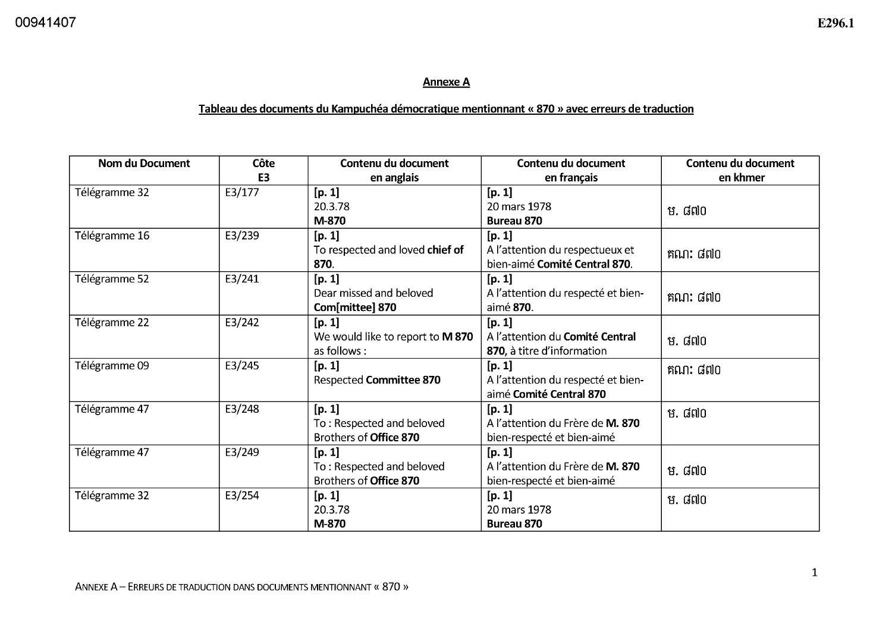## Annexe A

### Tableau des documents du Kampuchéa démocratique mentionnant « 870 » avec erreurs de traduction

| Nom du Document | Côte E3 | Contenu du document en anglais | Contenu du document en français | Contenu du document en khmer |
|---|---|---|---|---|
| Télégramme 32 | E3/177 | **[p. 1]** 20.3.78 **M-870** | **[p. 1]** 20 mars 1978 **Bureau 870** | ម. ៨៧០ |
| Télégramme 16 | E3/239 | **[p. 1]** To respected and loved **chief of 870**. | **[p. 1]** A l'attention du respectueux et bien-aimé **Comité Central 870**. | គណៈ ៨៧០ |
| Télégramme 52 | E3/241 | **[p. 1]** Dear missed and beloved **Com[mittee] 870** | **[p. 1]** A l'attention du respecté et bien-aimé **870**. | គណៈ ៨៧០ |
| Télégramme 22 | E3/242 | **[p. 1]** We would like to report to **M 870** as follows : | **[p. 1]** A l'attention du **Comité Central 870**, à titre d'information | ម. ៨៧០ |
| Télégramme 09 | E3/245 | **[p. 1]** Respected **Committee 870** | **[p. 1]** A l'attention du respecté et bien-aimé **Comité Central 870** | គណៈ ៨៧០ |
| Télégramme 47 | E3/248 | **[p. 1]** To : Respected and beloved Brothers of **Office 870** | **[p. 1]** A l'attention du Frère de **M. 870** bien-respecté et bien-aimé | ម. ៨៧០ |
| Télégramme 47 | E3/249 | **[p. 1]** To : Respected and beloved Brothers of **Office 870** | **[p. 1]** A l'attention du Frère de **M. 870** bien-respecté et bien-aimé | ម. ៨៧០ |
| Télégramme 32 | E3/254 | **[p. 1]** 20.3.78 **M-870** | **[p. 1]** 20 mars 1978 **Bureau 870** | ម. ៨៧០ |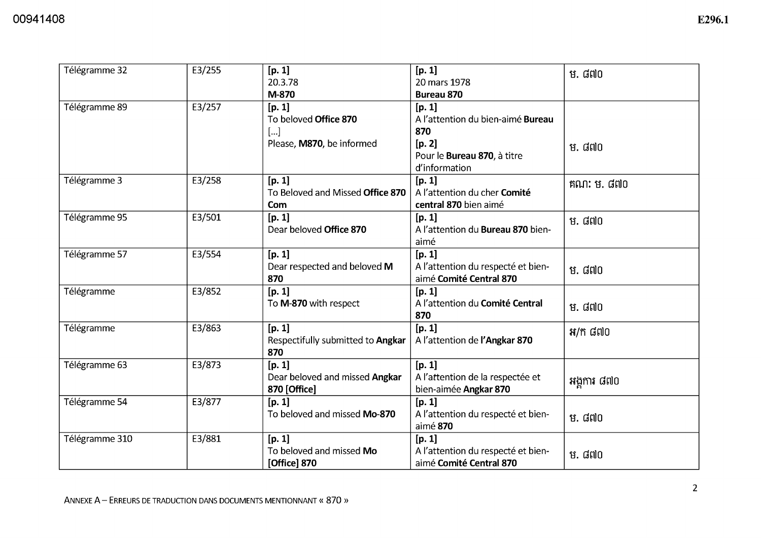| | | | | |
|---|---|---|---|---|
| Télégramme 32 | E3/255 | **[p. 1]**<br>20.3.78<br>**M-870** | **[p. 1]**<br>20 mars 1978<br>**Bureau 870** | ម. ៨៧០ |
| Télégramme 89 | E3/257 | **[p. 1]**<br>To beloved **Office 870**<br>[...]<br>Please, **M870**, be informed | **[p. 1]**<br>A l'attention du bien-aimé **Bureau 870**<br>**[p. 2]**<br>Pour le **Bureau 870**, à titre d'information | ម. ៨៧០ |
| Télégramme 3 | E3/258 | **[p. 1]**<br>To Beloved and Missed **Office 870 Com** | **[p. 1]**<br>A l'attention du cher **Comité central 870** bien aimé | គណៈ ម. ៨៧០ |
| Télégramme 95 | E3/501 | **[p. 1]**<br>Dear beloved **Office 870** | **[p. 1]**<br>A l'attention du **Bureau 870** bien-aimé | ម. ៨៧០ |
| Télégramme 57 | E3/554 | **[p. 1]**<br>Dear respected and beloved **M 870** | **[p. 1]**<br>A l'attention du respecté et bien-aimé **Comité Central 870** | ម. ៨៧០ |
| Télégramme | E3/852 | **[p. 1]**<br>To **M-870** with respect | **[p. 1]**<br>A l'attention du **Comité Central 870** | ម. ៨៧០ |
| Télégramme | E3/863 | **[p. 1]**<br>Respectifully submitted to **Angkar 870** | **[p. 1]**<br>A l'attention de **l'Angkar 870** | អ/ក ៨៧០ |
| Télégramme 63 | E3/873 | **[p. 1]**<br>Dear beloved and missed **Angkar 870 [Office]** | **[p. 1]**<br>A l'attention de la respectée et bien-aimée **Angkar 870** | អង្គការ ៨៧០ |
| Télégramme 54 | E3/877 | **[p. 1]**<br>To beloved and missed **Mo-870** | **[p. 1]**<br>A l'attention du respecté et bien-aimé **870** | ម. ៨៧០ |
| Télégramme 310 | E3/881 | **[p. 1]**<br>To beloved and missed **Mo [Office] 870** | **[p. 1]**<br>A l'attention du respecté et bien-aimé **Comité Central 870** | ម. ៨៧០ |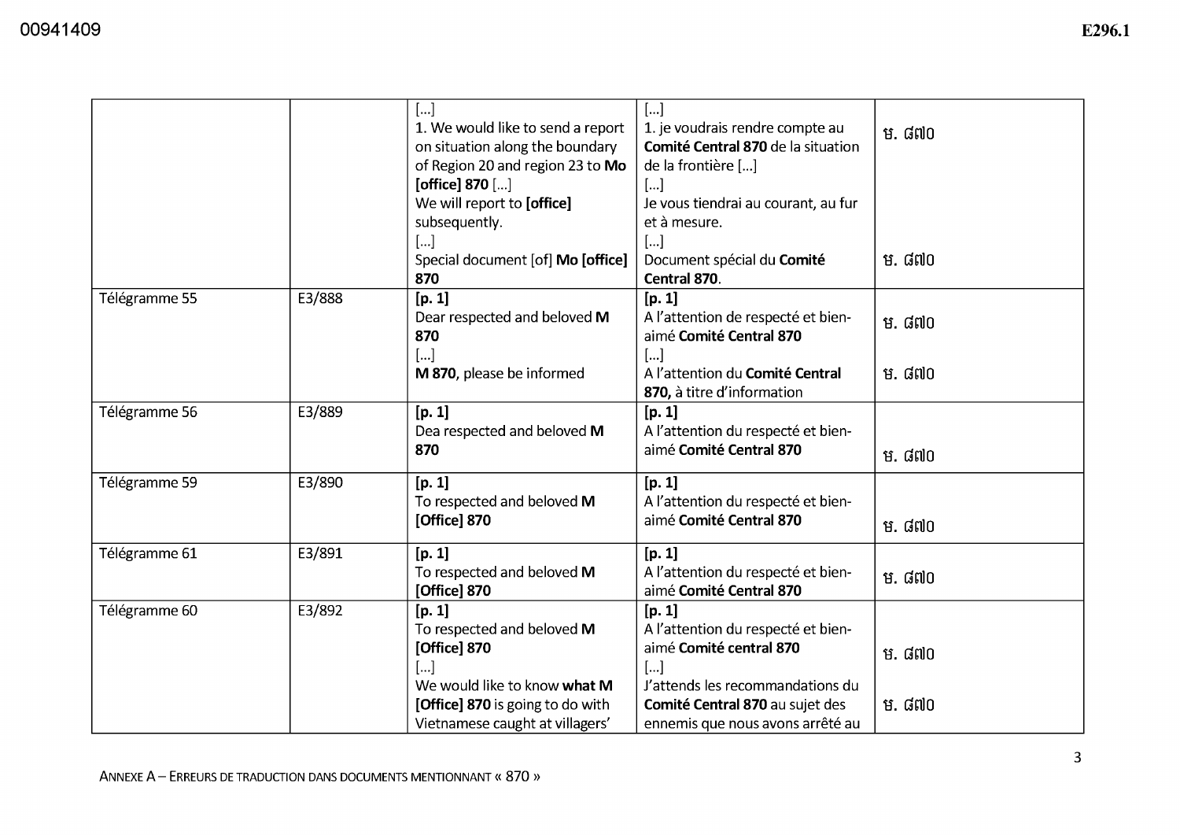| | | | | |
|---|---|---|---|---|
| | | [...]<br>1. We would like to send a report on situation along the boundary of Region 20 and region 23 to **Mo [office] 870** [...]<br>We will report to **[office]** subsequently.<br>[...]<br>Special document [of] **Mo [office] 870** | [...]<br>1. je voudrais rendre compte au **Comité Central 870** de la situation de la frontière [...]<br>[...]<br>Je vous tiendrai au courant, au fur et à mesure.<br>[...]<br>Document spécial du **Comité Central 870**. | ម. ៨៧០<br><br><br><br><br><br><br>ម. ៨៧០ |
| Télégramme 55 | E3/888 | **[p. 1]**<br>Dear respected and beloved **M 870**<br>[...]<br>**M 870**, please be informed | **[p. 1]**<br>A l'attention de respecté et bien-aimé **Comité Central 870**<br>[...]<br>A l'attention du **Comité Central 870,** à titre d'information | ម. ៨៧០<br><br><br>ម. ៨៧០ |
| Télégramme 56 | E3/889 | **[p. 1]**<br>Dea respected and beloved **M 870** | **[p. 1]**<br>A l'attention du respecté et bien-aimé **Comité Central 870** | ម. ៨៧០ |
| Télégramme 59 | E3/890 | **[p. 1]**<br>To respected and beloved **M [Office] 870** | **[p. 1]**<br>A l'attention du respecté et bien-aimé **Comité Central 870** | ម. ៨៧០ |
| Télégramme 61 | E3/891 | **[p. 1]**<br>To respected and beloved **M [Office] 870** | **[p. 1]**<br>A l'attention du respecté et bien-aimé **Comité Central 870** | ម. ៨៧០ |
| Télégramme 60 | E3/892 | **[p. 1]**<br>To respected and beloved **M [Office] 870**<br>[...]<br>We would like to know **what M [Office] 870** is going to do with Vietnamese caught at villagers' | **[p. 1]**<br>A l'attention du respecté et bien-aimé **Comité central 870**<br>[...]<br>J'attends les recommandations du **Comité Central 870** au sujet des ennemis que nous avons arrêté au | ម. ៨៧០<br><br><br>ម. ៨៧០ |

ANNEXE A – ERREURS DE TRADUCTION DANS DOCUMENTS MENTIONNANT « 870 »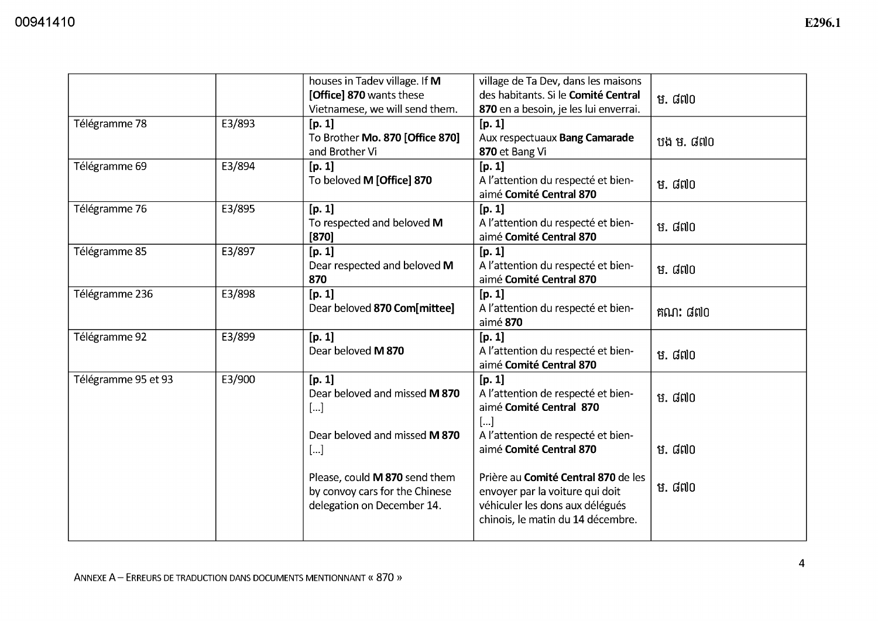| | | | | |
|---|---|---|---|---|
| | | houses in Tadev village. If **M [Office] 870** wants these Vietnamese, we will send them. | village de Ta Dev, dans les maisons des habitants. Si le **Comité Central 870** en a besoin, je les lui enverrai. | ម. ៨៧០ |
| Télégramme 78 | E3/893 | **[p. 1]**<br>To Brother **Mo. 870 [Office 870]** and Brother Vi | **[p. 1]**<br>Aux respectuaux **Bang Camarade 870** et Bang Vi | បង ម. ៨៧០ |
| Télégramme 69 | E3/894 | **[p. 1]**<br>To beloved **M [Office] 870** | **[p. 1]**<br>A l'attention du respecté et bien-aimé **Comité Central 870** | ម. ៨៧០ |
| Télégramme 76 | E3/895 | **[p. 1]**<br>To respected and beloved **M [870]** | **[p. 1]**<br>A l'attention du respecté et bien-aimé **Comité Central 870** | ម. ៨៧០ |
| Télégramme 85 | E3/897 | **[p. 1]**<br>Dear respected and beloved **M 870** | **[p. 1]**<br>A l'attention du respecté et bien-aimé **Comité Central 870** | ម. ៨៧០ |
| Télégramme 236 | E3/898 | **[p. 1]**<br>Dear beloved **870 Com[mittee]** | **[p. 1]**<br>A l'attention du respecté et bien-aimé **870** | គណៈ ៨៧០ |
| Télégramme 92 | E3/899 | **[p. 1]**<br>Dear beloved **M 870** | **[p. 1]**<br>A l'attention du respecté et bien-aimé **Comité Central 870** | ម. ៨៧០ |
| Télégramme 95 et 93 | E3/900 | **[p. 1]**<br>Dear beloved and missed **M 870** [...]<br><br>Dear beloved and missed **M 870** [...]<br><br>Please, could **M 870** send them by convoy cars for the Chinese delegation on December 14. | **[p. 1]**<br>A l'attention de respecté et bien-aimé **Comité Central 870** [...]<br><br>A l'attention de respecté et bien-aimé **Comité Central 870**<br><br>Prière au **Comité Central 870** de les envoyer par la voiture qui doit véhiculer les dons aux délégués chinois, le matin du 14 décembre. | ម. ៨៧០<br><br>ម. ៨៧០<br><br>ម. ៨៧០ |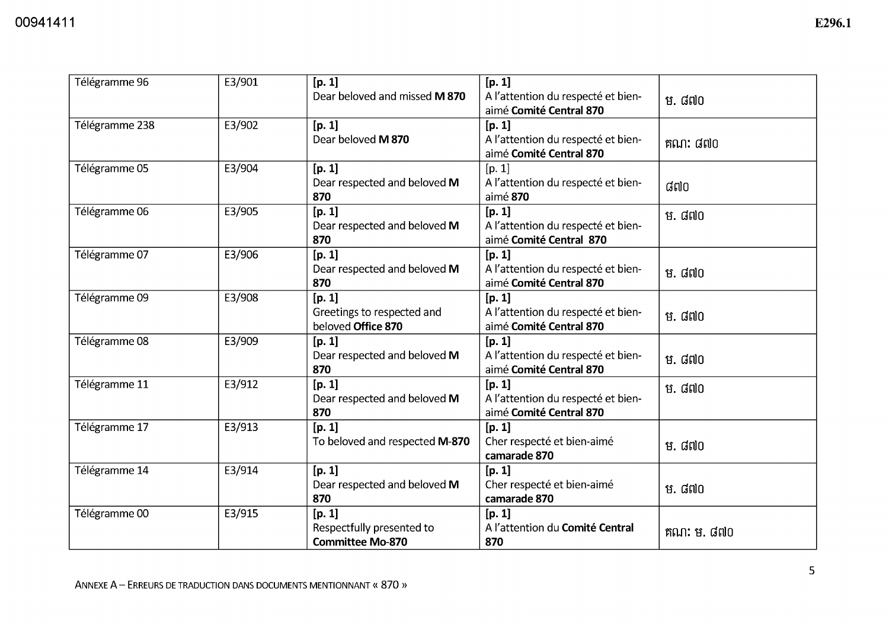| | | | | |
|---|---|---|---|---|
| Télégramme 96 | E3/901 | **[p. 1]** Dear beloved and missed **M 870** | **[p. 1]** A l'attention du respecté et bien-aimé **Comité Central 870** | ម. ៨៧០ |
| Télégramme 238 | E3/902 | **[p. 1]** Dear beloved **M 870** | **[p. 1]** A l'attention du respecté et bien-aimé **Comité Central 870** | គណៈ ៨៧០ |
| Télégramme 05 | E3/904 | **[p. 1]** Dear respected and beloved **M 870** | [p. 1] A l'attention du respecté et bien-aimé **870** | ៨៧០ |
| Télégramme 06 | E3/905 | **[p. 1]** Dear respected and beloved **M 870** | **[p. 1]** A l'attention du respecté et bien-aimé **Comité Central 870** | ម. ៨៧០ |
| Télégramme 07 | E3/906 | **[p. 1]** Dear respected and beloved **M 870** | **[p. 1]** A l'attention du respecté et bien-aimé **Comité Central 870** | ម. ៨៧០ |
| Télégramme 09 | E3/908 | **[p. 1]** Greetings to respected and beloved **Office 870** | **[p. 1]** A l'attention du respecté et bien-aimé **Comité Central 870** | ម. ៨៧០ |
| Télégramme 08 | E3/909 | **[p. 1]** Dear respected and beloved **M 870** | **[p. 1]** A l'attention du respecté et bien-aimé **Comité Central 870** | ម. ៨៧០ |
| Télégramme 11 | E3/912 | **[p. 1]** Dear respected and beloved **M 870** | **[p. 1]** A l'attention du respecté et bien-aimé **Comité Central 870** | ម. ៨៧០ |
| Télégramme 17 | E3/913 | **[p. 1]** To beloved and respected **M-870** | **[p. 1]** Cher respecté et bien-aimé **camarade 870** | ម. ៨៧០ |
| Télégramme 14 | E3/914 | **[p. 1]** Dear respected and beloved **M 870** | **[p. 1]** Cher respecté et bien-aimé **camarade 870** | ម. ៨៧០ |
| Télégramme 00 | E3/915 | **[p. 1]** Respectfully presented to **Committee Mo-870** | **[p. 1]** A l'attention du **Comité Central 870** | គណៈ ម. ៨៧០ |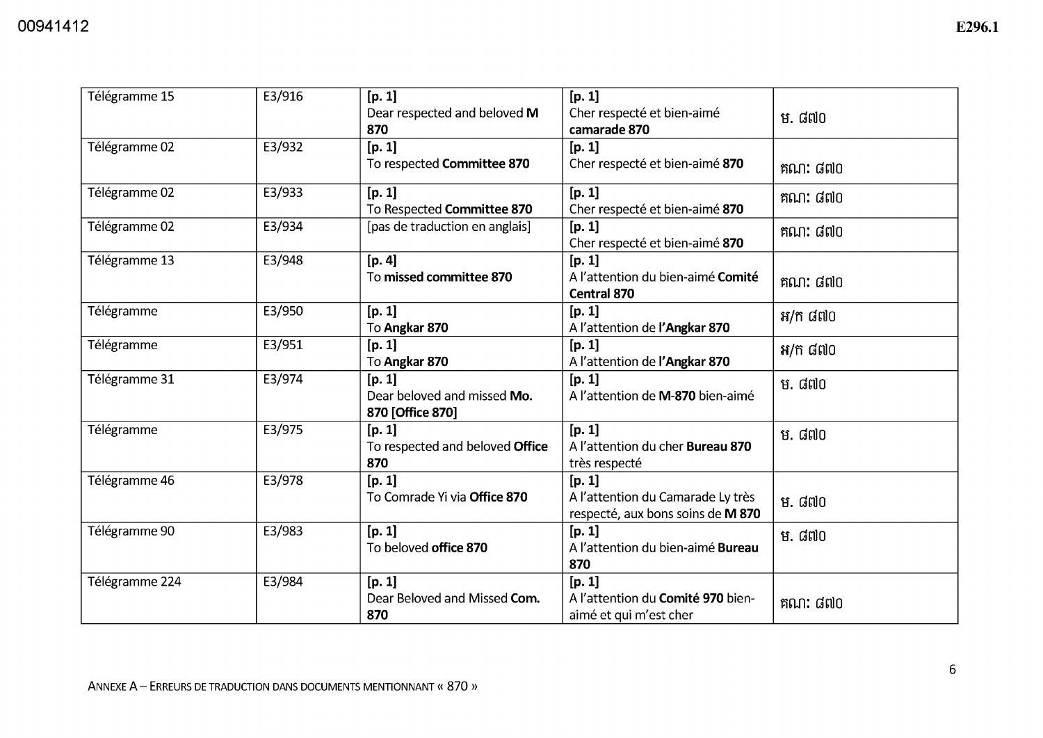| | | | | |
|---|---|---|---|---|
| Télégramme 15 | E3/916 | [p. 1]<br>Dear respected and beloved **M 870** | [p. 1]<br>Cher respecté et bien-aimé **camarade 870** | ម. ៨៧០ |
| Télégramme 02 | E3/932 | [p. 1]<br>To respected **Committee 870** | [p. 1]<br>Cher respecté et bien-aimé **870** | គណៈ ៨៧០ |
| Télégramme 02 | E3/933 | [p. 1]<br>To Respected **Committee 870** | [p. 1]<br>Cher respecté et bien-aimé **870** | គណៈ ៨៧០ |
| Télégramme 02 | E3/934 | [pas de traduction en anglais] | [p. 1]<br>Cher respecté et bien-aimé **870** | គណៈ ៨៧០ |
| Télégramme 13 | E3/948 | [p. 4]<br>To **missed committee 870** | [p. 1]<br>A l'attention du bien-aimé **Comité Central 870** | គណៈ ៨៧០ |
| Télégramme | E3/950 | [p. 1]<br>To **Angkar 870** | [p. 1]<br>A l'attention de **l'Angkar 870** | អ/ក ៨៧០ |
| Télégramme | E3/951 | [p. 1]<br>To **Angkar 870** | [p. 1]<br>A l'attention de **l'Angkar 870** | អ/ក ៨៧០ |
| Télégramme 31 | E3/974 | [p. 1]<br>Dear beloved and missed **Mo. 870 [Office 870]** | [p. 1]<br>A l'attention de **M-870** bien-aimé | ម. ៨៧០ |
| Télégramme | E3/975 | [p. 1]<br>To respected and beloved **Office 870** | [p. 1]<br>A l'attention du cher **Bureau 870** très respecté | ម. ៨៧០ |
| Télégramme 46 | E3/978 | [p. 1]<br>To Comrade Yi via **Office 870** | [p. 1]<br>A l'attention du Camarade Ly très respecté, aux bons soins de **M 870** | ម. ៨៧០ |
| Télégramme 90 | E3/983 | [p. 1]<br>To beloved **office 870** | [p. 1]<br>A l'attention du bien-aimé **Bureau 870** | ម. ៨៧០ |
| Télégramme 224 | E3/984 | [p. 1]<br>Dear Beloved and Missed **Com. 870** | [p. 1]<br>A l'attention du **Comité 970** bien-aimé et qui m'est cher | គណៈ ៨៧០ |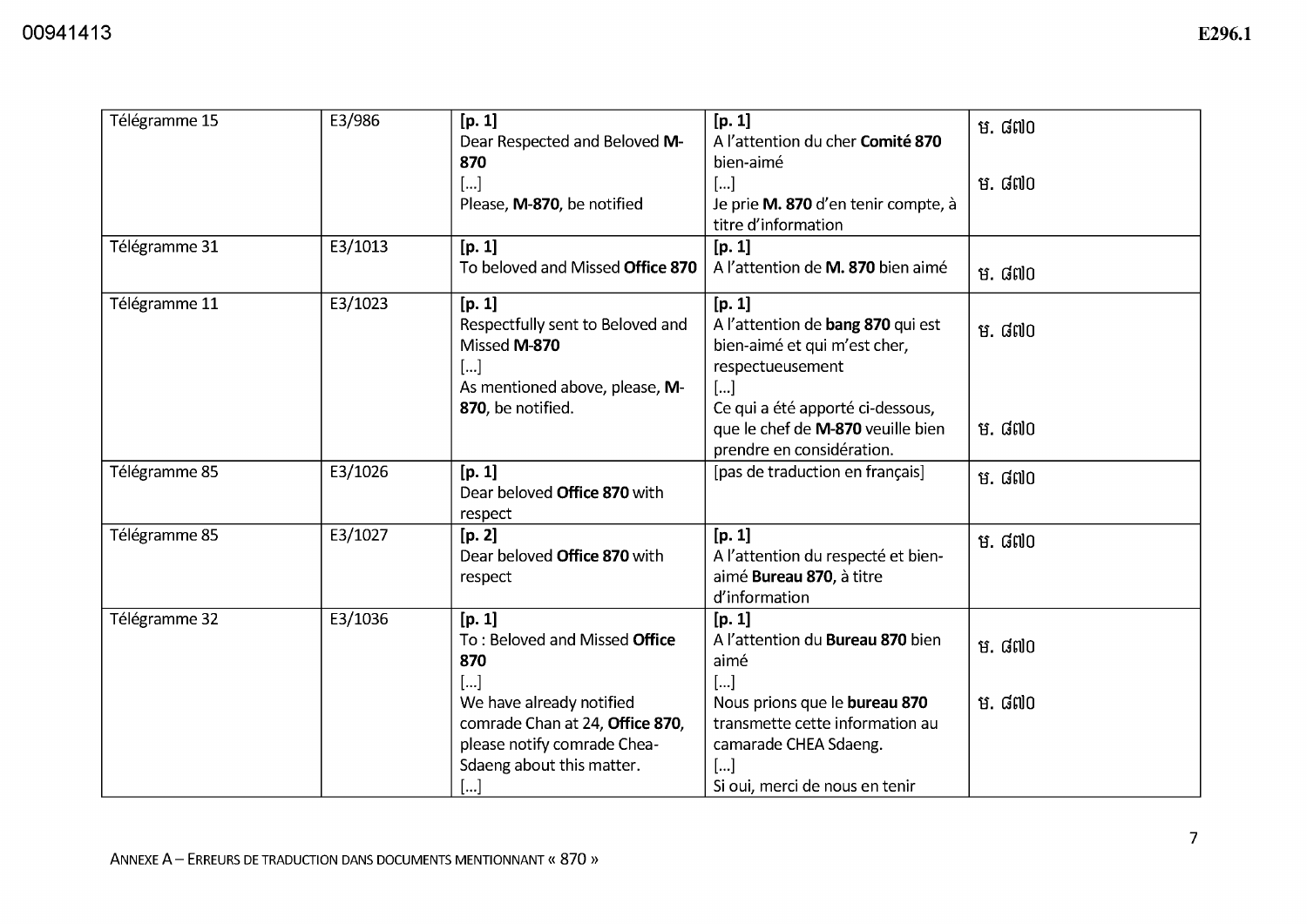| | | | | |
|---|---|---|---|---|
| Télégramme 15 | E3/986 | **[p. 1]**<br>Dear Respected and Beloved **M-870**<br>[...]<br>Please, **M-870**, be notified | **[p. 1]**<br>A l'attention du cher **Comité 870** bien-aimé<br>[...]<br>Je prie **M. 870** d'en tenir compte, à titre d'information | ម. ៨៧០<br><br>ម. ៨៧០ |
| Télégramme 31 | E3/1013 | **[p. 1]**<br>To beloved and Missed **Office 870** | **[p. 1]**<br>A l'attention de **M. 870** bien aimé | ម. ៨៧០ |
| Télégramme 11 | E3/1023 | **[p. 1]**<br>Respectfully sent to Beloved and Missed **M-870**<br>[...]<br>As mentioned above, please, **M-870**, be notified. | **[p. 1]**<br>A l'attention de **bang 870** qui est bien-aimé et qui m'est cher, respectueusement<br>[...]<br>Ce qui a été apporté ci-dessous, que le chef de **M-870** veuille bien prendre en considération. | ម. ៨៧០<br><br>ម. ៨៧០ |
| Télégramme 85 | E3/1026 | **[p. 1]**<br>Dear beloved **Office 870** with respect | [pas de traduction en français] | ម. ៨៧០ |
| Télégramme 85 | E3/1027 | **[p. 2]**<br>Dear beloved **Office 870** with respect | **[p. 1]**<br>A l'attention du respecté et bien-aimé **Bureau 870**, à titre d'information | ម. ៨៧០ |
| Télégramme 32 | E3/1036 | **[p. 1]**<br>To : Beloved and Missed **Office 870**<br>[...]<br>We have already notified comrade Chan at 24, **Office 870**, please notify comrade Chea-Sdaeng about this matter.<br>[...] | **[p. 1]**<br>A l'attention du **Bureau 870** bien aimé<br>[...]<br>Nous prions que le **bureau 870** transmette cette information au camarade CHEA Sdaeng.<br>[...]<br>Si oui, merci de nous en tenir | ម. ៨៧០<br><br>ម. ៨៧០ |

ANNEXE A – ERREURS DE TRADUCTION DANS DOCUMENTS MENTIONNANT « 870 »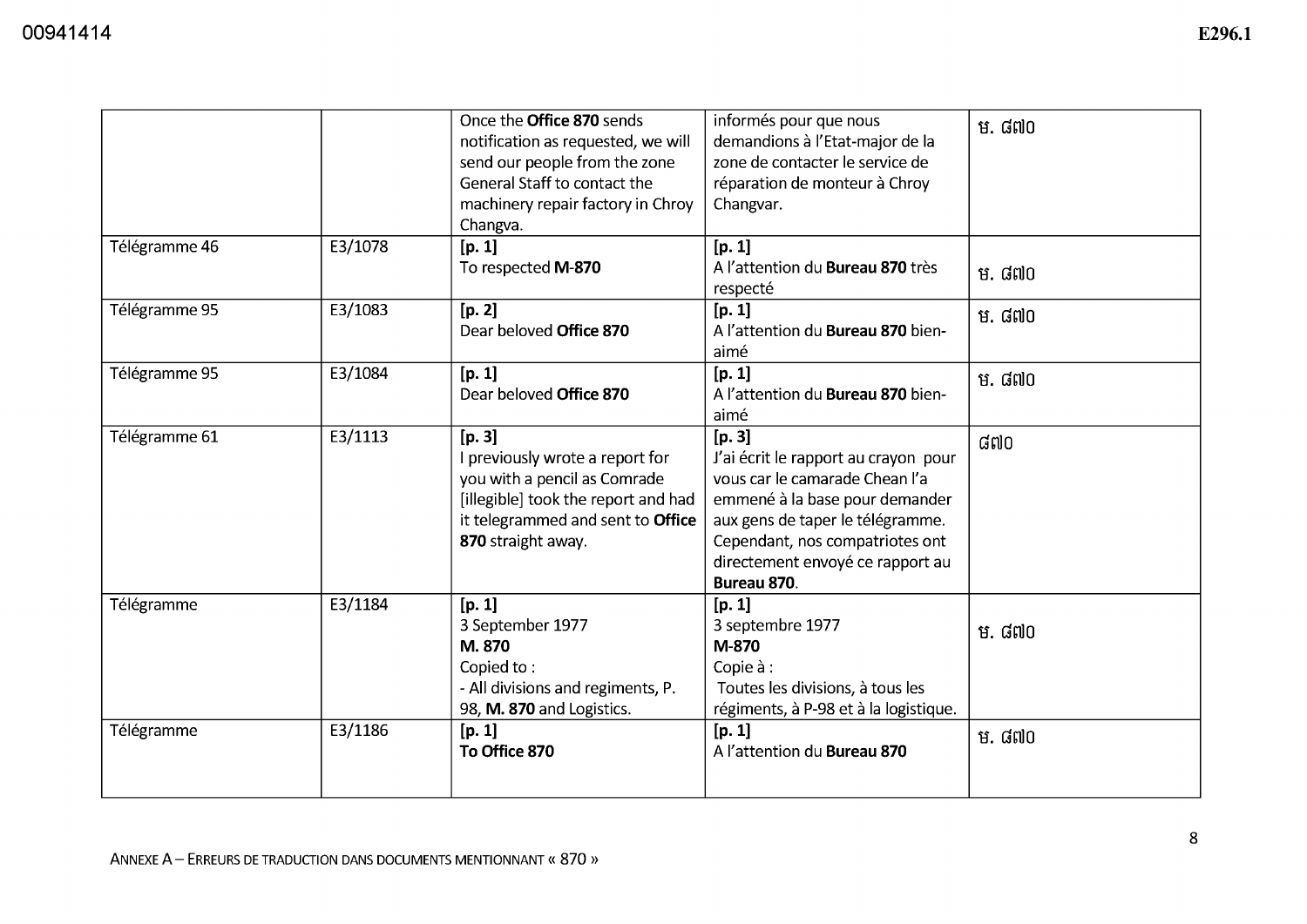| | | | | |
|---|---|---|---|---|
| | | Once the **Office 870** sends notification as requested, we will send our people from the zone General Staff to contact the machinery repair factory in Chroy Changva. | informés pour que nous demandions à l'Etat-major de la zone de contacter le service de réparation de monteur à Chroy Changvar. | ម. ៨៧០ |
| Télégramme 46 | E3/1078 | **[p. 1]**<br>To respected **M-870** | **[p. 1]**<br>A l'attention du **Bureau 870** très respecté | ម. ៨៧០ |
| Télégramme 95 | E3/1083 | **[p. 2]**<br>Dear beloved **Office 870** | **[p. 1]**<br>A l'attention du **Bureau 870** bien-aimé | ម. ៨៧០ |
| Télégramme 95 | E3/1084 | **[p. 1]**<br>Dear beloved **Office 870** | **[p. 1]**<br>A l'attention du **Bureau 870** bien-aimé | ម. ៨៧០ |
| Télégramme 61 | E3/1113 | **[p. 3]**<br>I previously wrote a report for you with a pencil as Comrade [illegible] took the report and had it telegrammed and sent to **Office 870** straight away. | **[p. 3]**<br>J'ai écrit le rapport au crayon pour vous car le camarade Chean l'a emmené à la base pour demander aux gens de taper le télégramme. Cependant, nos compatriotes ont directement envoyé ce rapport au **Bureau 870**. | ៨៧០ |
| Télégramme | E3/1184 | **[p. 1]**<br>3 September 1977<br>**M. 870**<br>Copied to :<br>- All divisions and regiments, P. 98, **M. 870** and Logistics. | **[p. 1]**<br>3 septembre 1977<br>**M-870**<br>Copie à :<br>Toutes les divisions, à tous les régiments, à P-98 et à la logistique. | ម. ៨៧០ |
| Télégramme | E3/1186 | **[p. 1]**<br>**To Office 870** | **[p. 1]**<br>A l'attention du **Bureau 870** | ម. ៨៧០ |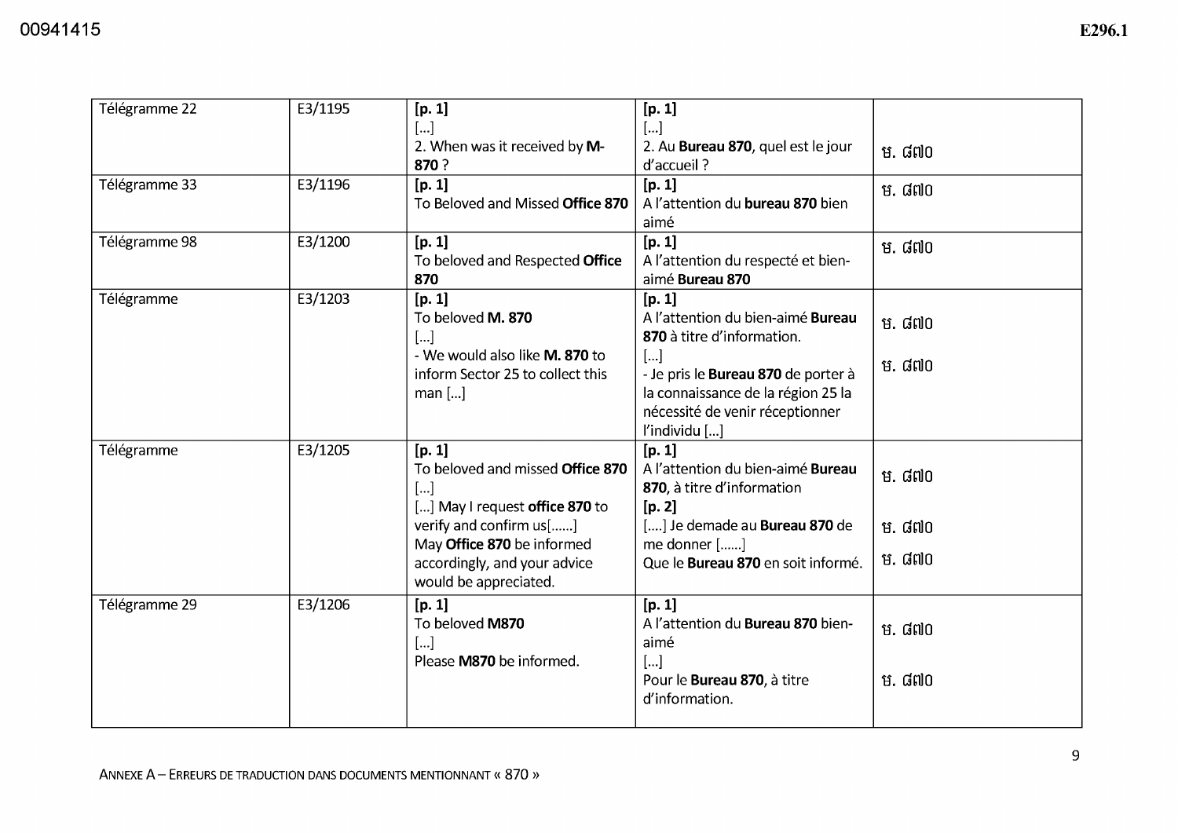| | | | | |
|---|---|---|---|---|
| Télégramme 22 | E3/1195 | **[p. 1]**<br>[...]<br>2. When was it received by **M-870** ? | **[p. 1]**<br>[...]<br>2. Au **Bureau 870**, quel est le jour d'accueil ? | ម. ៨៧០ |
| Télégramme 33 | E3/1196 | **[p. 1]**<br>To Beloved and Missed **Office 870** | **[p. 1]**<br>A l'attention du **bureau 870** bien aimé | ម. ៨៧០ |
| Télégramme 98 | E3/1200 | **[p. 1]**<br>To beloved and Respected **Office 870** | **[p. 1]**<br>A l'attention du respecté et bien-aimé **Bureau 870** | ម. ៨៧០ |
| Télégramme | E3/1203 | **[p. 1]**<br>To beloved **M. 870**<br>[...]<br>- We would also like **M. 870** to inform Sector 25 to collect this man [...] | **[p. 1]**<br>A l'attention du bien-aimé **Bureau 870** à titre d'information.<br>[...]<br>- Je pris le **Bureau 870** de porter à la connaissance de la région 25 la nécessité de venir réceptionner l'individu [...] | ម. ៨៧០<br><br>ម. ៨៧០ |
| Télégramme | E3/1205 | **[p. 1]**<br>To beloved and missed **Office 870**<br>[...]<br>[...] May I request **office 870** to verify and confirm us[......]<br>May **Office 870** be informed accordingly, and your advice would be appreciated. | **[p. 1]**<br>A l'attention du bien-aimé **Bureau 870**, à titre d'information<br>**[p. 2]**<br>[....] Je demade au **Bureau 870** de me donner [......]<br>Que le **Bureau 870** en soit informé. | ម. ៨៧០<br><br>ម. ៨៧០<br><br>ម. ៨៧០ |
| Télégramme 29 | E3/1206 | **[p. 1]**<br>To beloved **M870**<br>[...]<br>Please **M870** be informed. | **[p. 1]**<br>A l'attention du **Bureau 870** bien-aimé<br>[...]<br>Pour le **Bureau 870**, à titre d'information. | ម. ៨៧០<br><br>ម. ៨៧០ |

ANNEXE A – ERREURS DE TRADUCTION DANS DOCUMENTS MENTIONNANT « 870 »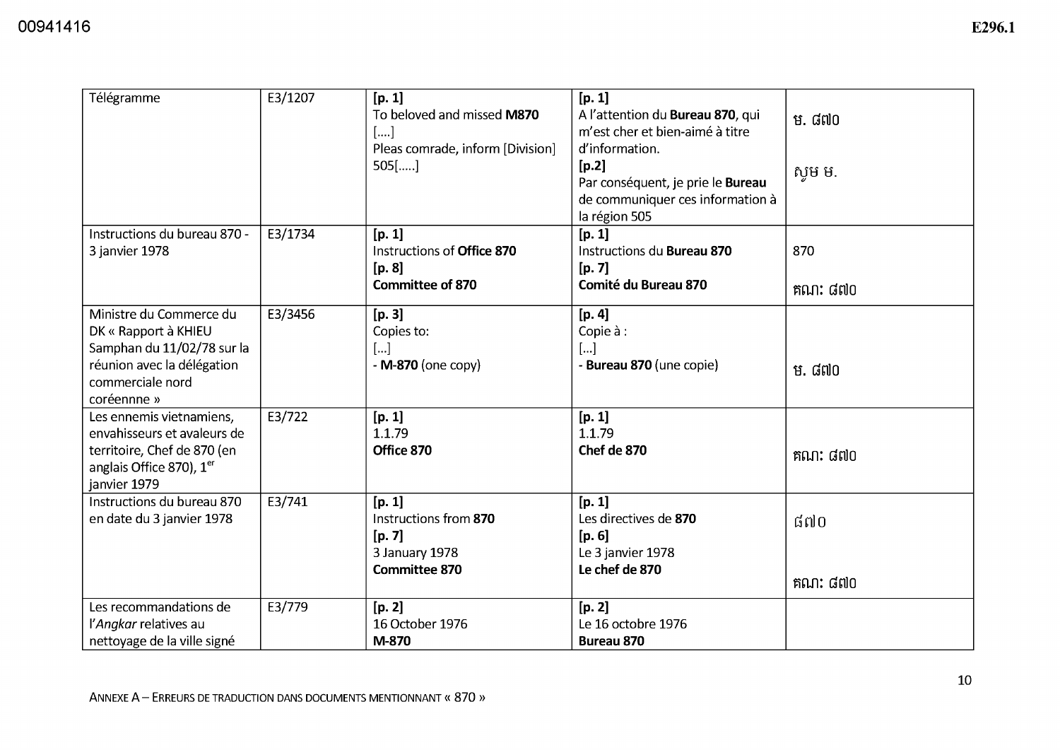| | | | | |
|---|---|---|---|---|
| Télégramme | E3/1207 | **[p. 1]**<br>To beloved and missed **M870**<br>[....]<br>Pleas comrade, inform [Division] 505[.....] | **[p. 1]**<br>A l'attention du **Bureau 870**, qui m'est cher et bien-aimé à titre d'information.<br>**[p.2]**<br>Par conséquent, je prie le **Bureau** de communiquer ces information à la région 505 | ម. ៨៧០<br><br>សូម ម. |
| Instructions du bureau 870 - 3 janvier 1978 | E3/1734 | **[p. 1]**<br>Instructions of **Office 870**<br>**[p. 8]**<br>**Committee of 870** | **[p. 1]**<br>Instructions du **Bureau 870**<br>**[p. 7]**<br>**Comité du Bureau 870** | 870<br><br>គណៈ ៨៧០ |
| Ministre du Commerce du DK « Rapport à KHIEU Samphan du 11/02/78 sur la réunion avec la délégation commerciale nord coréennne » | E3/3456 | **[p. 3]**<br>Copies to:<br>[...]<br>- **M-870** (one copy) | **[p. 4]**<br>Copie à :<br>[...]<br>- **Bureau 870** (une copie) | ម. ៨៧០ |
| Les ennemis vietnamiens, envahisseurs et avaleurs de territoire, Chef de 870 (en anglais Office 870), 1[er] janvier 1979 | E3/722 | **[p. 1]**<br>1.1.79<br>**Office 870** | **[p. 1]**<br>1.1.79<br>**Chef de 870** | គណៈ ៨៧០ |
| Instructions du bureau 870 en date du 3 janvier 1978 | E3/741 | **[p. 1]**<br>Instructions from **870**<br>**[p. 7]**<br>3 January 1978<br>**Committee 870** | **[p. 1]**<br>Les directives de **870**<br>**[p. 6]**<br>Le 3 janvier 1978<br>**Le chef de 870** | ៨៧០<br><br>គណៈ ៨៧០ |
| Les recommandations de l'*Angkar* relatives au nettoyage de la ville signé | E3/779 | **[p. 2]**<br>16 October 1976<br>**M-870** | **[p. 2]**<br>Le 16 octobre 1976<br>**Bureau 870** | |

ANNEXE A – ERREURS DE TRADUCTION DANS DOCUMENTS MENTIONNANT « 870 »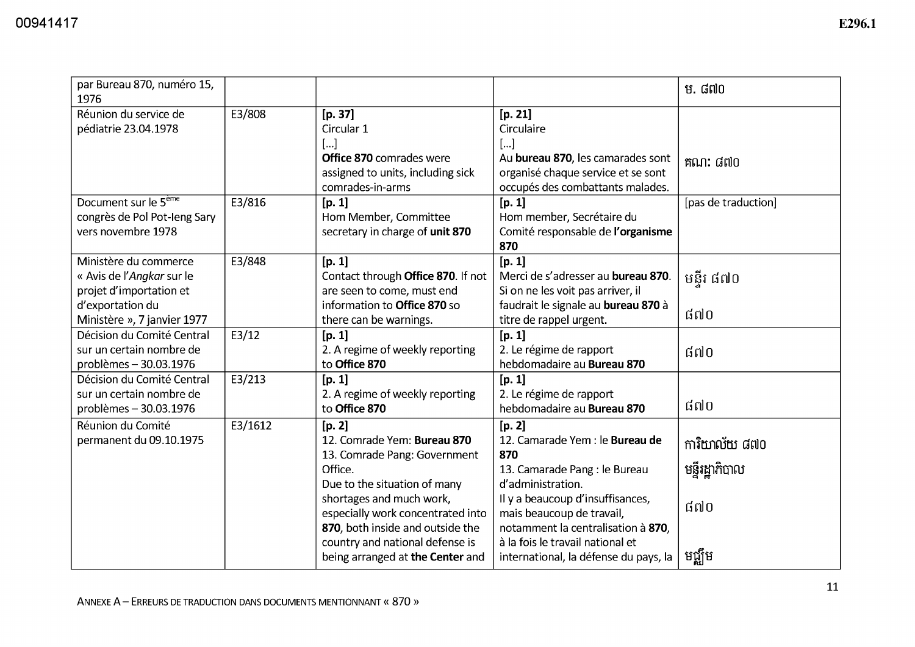| | | | | |
|---|---|---|---|---|
| par Bureau 870, numéro 15, 1976 | | | | ម. ៨៧០ |
| Réunion du service de pédiatrie 23.04.1978 | E3/808 | **[p. 37]**<br>Circular 1<br>[...]<br>**Office 870** comrades were assigned to units, including sick comrades-in-arms | **[p. 21]**<br>Circulaire<br>[...]<br>Au **bureau 870**, les camarades sont organisé chaque service et se sont occupés des combattants malades. | គណៈ ៨៧០ |
| Document sur le 5ème congrès de Pol Pot-Ieng Sary vers novembre 1978 | E3/816 | **[p. 1]**<br>Hom Member, Committee secretary in charge of **unit 870** | **[p. 1]**<br>Hom member, Secrétaire du Comité responsable de **l'organisme 870** | [pas de traduction] |
| Ministère du commerce « Avis de l'*Angkar* sur le projet d'importation et d'exportation du Ministère », 7 janvier 1977 | E3/848 | **[p. 1]**<br>Contact through **Office 870**. If not are seen to come, must end information to **Office 870** so there can be warnings. | **[p. 1]**<br>Merci de s'adresser au **bureau 870**. Si on ne les voit pas arriver, il faudrait le signale au **bureau 870** à titre de rappel urgent. | មន្ទីរ ៨៧០<br><br>៨៧០ |
| Décision du Comité Central sur un certain nombre de problèmes – 30.03.1976 | E3/12 | **[p. 1]**<br>2. A regime of weekly reporting to **Office 870** | **[p. 1]**<br>2. Le régime de rapport hebdomadaire au **Bureau 870** | ៨៧០ |
| Décision du Comité Central sur un certain nombre de problèmes – 30.03.1976 | E3/213 | **[p. 1]**<br>2. A regime of weekly reporting to **Office 870** | **[p. 1]**<br>2. Le régime de rapport hebdomadaire au **Bureau 870** | ៨៧០ |
| Réunion du Comité permanent du 09.10.1975 | E3/1612 | **[p. 2]**<br>12. Comrade Yem: **Bureau 870**<br>13. Comrade Pang: Government Office.<br>Due to the situation of many shortages and much work, especially work concentrated into **870**, both inside and outside the country and national defense is being arranged at **the Center** and | **[p. 2]**<br>12. Camarade Yem : le **Bureau de 870**<br>13. Camarade Pang : le Bureau d'administration.<br>Il y a beaucoup d'insuffisances, mais beaucoup de travail, notamment la centralisation à **870**, à la fois le travail national et international, la défense du pays, la | ការិយាល័យ ៨៧០<br>មន្ទីររដ្ឋាភិបាល<br><br>៨៧០<br><br>មជ្ឈឹម |

Annexe A – Erreurs de traduction dans documents mentionnant « 870 »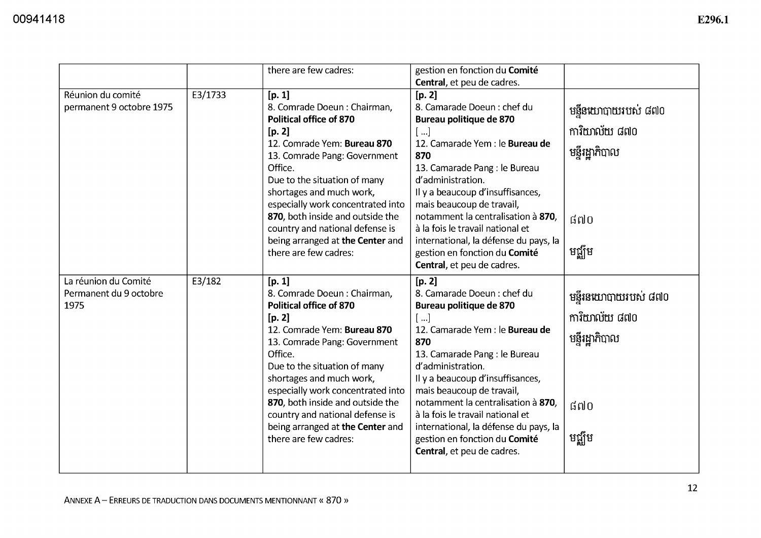| | | | | |
|---|---|---|---|---|
| | | there are few cadres: | gestion en fonction du **Comité Central**, et peu de cadres. | |
| Réunion du comité permanent 9 octobre 1975 | E3/1733 | **[p. 1]**<br>8. Comrade Doeun : Chairman, **Political office of 870**<br>**[p. 2]**<br>12. Comrade Yem: **Bureau 870**<br>13. Comrade Pang: Government Office.<br>Due to the situation of many shortages and much work, especially work concentrated into **870**, both inside and outside the country and national defense is being arranged at **the Center** and there are few cadres: | **[p. 2]**<br>8. Camarade Doeun : chef du **Bureau politique de 870**<br>[ …]<br>12. Camarade Yem : le **Bureau de 870**<br>13. Camarade Pang : le Bureau d'administration.<br>Il y a beaucoup d'insuffisances, mais beaucoup de travail, notamment la centralisation à **870**, à la fois le travail national et international, la défense du pays, la gestion en fonction du **Comité Central**, et peu de cadres. | មន្ទីនយោបាយរបស់ ៨៧០<br>ការិយាល័យ ៨៧០<br>មន្ទីរដ្ឋាភិបាល<br><br>៨៧០<br><br>មជ្ឈិម |
| La réunion du Comité Permanent du 9 octobre 1975 | E3/182 | **[p. 1]**<br>8. Comrade Doeun : Chairman, **Political office of 870**<br>**[p. 2]**<br>12. Comrade Yem: **Bureau 870**<br>13. Comrade Pang: Government Office.<br>Due to the situation of many shortages and much work, especially work concentrated into **870**, both inside and outside the country and national defense is being arranged at **the Center** and there are few cadres: | **[p. 2]**<br>8. Camarade Doeun : chef du **Bureau politique de 870**<br>[ …]<br>12. Camarade Yem : le **Bureau de 870**<br>13. Camarade Pang : le Bureau d'administration.<br>Il y a beaucoup d'insuffisances, mais beaucoup de travail, notamment la centralisation à **870**, à la fois le travail national et international, la défense du pays, la gestion en fonction du **Comité Central**, et peu de cadres. | មន្ទីរនយោបាយរបស់ ៨៧០<br>ការិយាល័យ ៨៧០<br>មន្ទីរដ្ឋាភិបាល<br><br>៨៧០<br><br>មជ្ឈិម |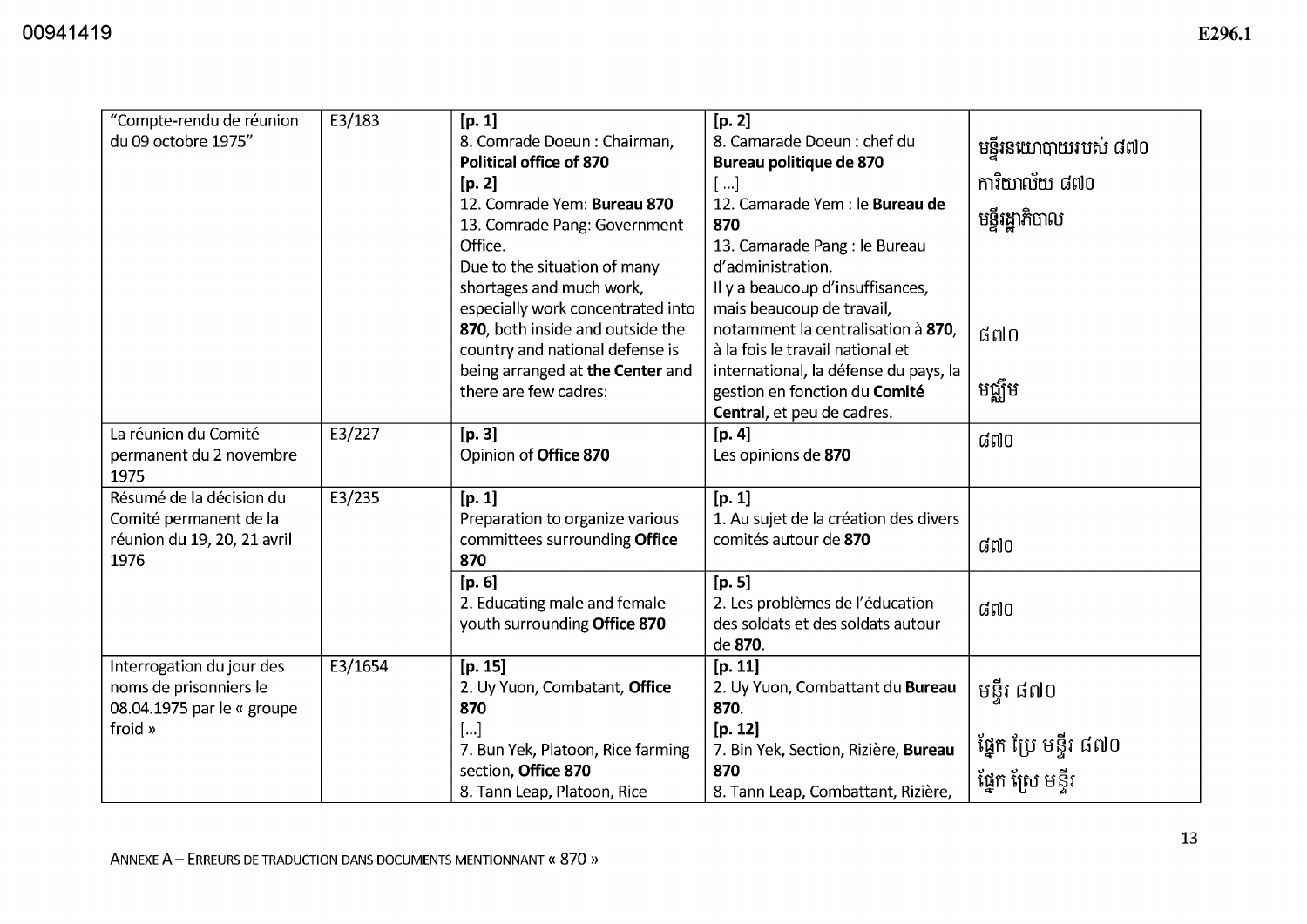| | | | | |
|---|---|---|---|---|
| "Compte-rendu de réunion du 09 octobre 1975" | E3/183 | **[p. 1]**<br>8. Comrade Doeun : Chairman, **Political office of 870**<br>**[p. 2]**<br>12. Comrade Yem: **Bureau 870**<br>13. Comrade Pang: Government Office.<br>Due to the situation of many shortages and much work, especially work concentrated into **870**, both inside and outside the country and national defense is being arranged at **the Center** and there are few cadres: | **[p. 2]**<br>8. Camarade Doeun : chef du **Bureau politique de 870**<br>[ ...]<br>12. Camarade Yem : le **Bureau de 870**<br>13. Camarade Pang : le Bureau d'administration.<br>Il y a beaucoup d'insuffisances, mais beaucoup de travail, notamment la centralisation à **870**, à la fois le travail national et international, la défense du pays, la gestion en fonction du **Comité Central**, et peu de cadres. | មន្ទីរនយោបាយរបស់ ៨៧០<br>ការិយាល័យ ៨៧០<br>មន្ទីររដ្ឋាភិបាល<br><br>៨៧០<br><br>មជ្ឈិម |
| La réunion du Comité permanent du 2 novembre 1975 | E3/227 | **[p. 3]**<br>Opinion of **Office 870** | **[p. 4]**<br>Les opinions de **870** | ៨៧០ |
| Résumé de la décision du Comité permanent de la réunion du 19, 20, 21 avril 1976 | E3/235 | **[p. 1]**<br>Preparation to organize various committees surrounding **Office 870** | **[p. 1]**<br>1. Au sujet de la création des divers comités autour de **870** | ៨៧០ |
| | | **[p. 6]**<br>2. Educating male and female youth surrounding **Office 870** | **[p. 5]**<br>2. Les problèmes de l'éducation des soldats et des soldats autour de **870**. | ៨៧០ |
| Interrogation du jour des noms de prisonniers le 08.04.1975 par le « groupe froid » | E3/1654 | **[p. 15]**<br>2. Uy Yuon, Combatant, **Office 870**<br>[...]<br>7. Bun Yek, Platoon, Rice farming section, **Office 870**<br>8. Tann Leap, Platoon, Rice | **[p. 11]**<br>2. Uy Yuon, Combattant du **Bureau 870**.<br>**[p. 12]**<br>7. Bin Yek, Section, Rizière, **Bureau 870**<br>8. Tann Leap, Combattant, Rizière, | មន្ទីរ ៨៧០<br><br>ផ្នែក ស្រែ មន្ទីរ ៨៧០<br>ផ្នែក ស្រែ មន្ទីរ |

ANNEXE A – ERREURS DE TRADUCTION DANS DOCUMENTS MENTIONNANT « 870 »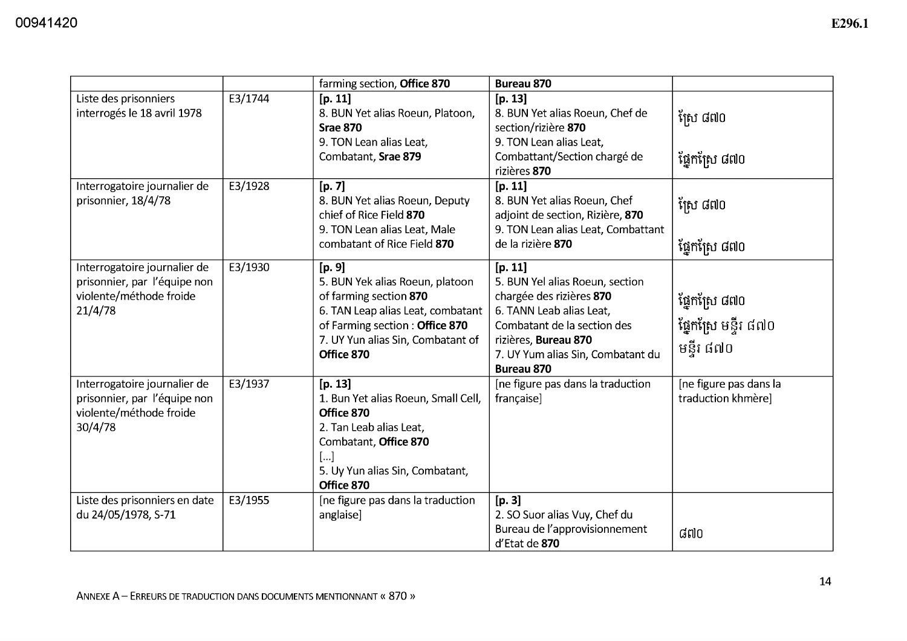| | | | | |
|---|---|---|---|---|
| | | farming section, **Office 870** | **Bureau 870** | |
| Liste des prisonniers interrogés le 18 avril 1978 | E3/1744 | **[p. 11]**<br>8. BUN Yet alias Roeun, Platoon, **Srae 870**<br>9. TON Lean alias Leat, Combatant, **Srae 879** | **[p. 13]**<br>8. BUN Yet alias Roeun, Chef de section/rizière **870**<br>9. TON Lean alias Leat, Combattant/Section chargé de rizières **870** | ស្រែ ៨៧០<br><br>ផ្នែកស្រែ ៨៧០ |
| Interrogatoire journalier de prisonnier, 18/4/78 | E3/1928 | **[p. 7]**<br>8. BUN Yet alias Roeun, Deputy chief of Rice Field **870**<br>9. TON Lean alias Leat, Male combatant of Rice Field **870** | **[p. 11]**<br>8. BUN Yet alias Roeun, Chef adjoint de section, Rizière, **870**<br>9. TON Lean alias Leat, Combattant de la rizière **870** | ស្រែ ៨៧០<br><br>ផ្នែកស្រែ ៨៧០ |
| Interrogatoire journalier de prisonnier, par l'équipe non violente/méthode froide 21/4/78 | E3/1930 | **[p. 9]**<br>5. BUN Yek alias Roeun, platoon of farming section **870**<br>6. TAN Leap alias Leat, combatant of Farming section : **Office 870**<br>7. UY Yun alias Sin, Combatant of **Office 870** | **[p. 11]**<br>5. BUN Yel alias Roeun, section chargée des rizières **870**<br>6. TANN Leab alias Leat, Combattant de la section des rizières, **Bureau 870**<br>7. UY Yum alias Sin, Combatant du **Bureau 870** | ផ្នែកស្រែ ៨៧០<br>ផ្នែកស្រែ មន្ទីរ ៨៧០<br>មន្ទីរ ៨៧០ |
| Interrogatoire journalier de prisonnier, par l'équipe non violente/méthode froide 30/4/78 | E3/1937 | **[p. 13]**<br>1. Bun Yet alias Roeun, Small Cell, **Office 870**<br>2. Tan Leab alias Leat, Combatant, **Office 870**<br>[...]<br>5. Uy Yun alias Sin, Combatant, **Office 870** | [ne figure pas dans la traduction française] | [ne figure pas dans la traduction khmère] |
| Liste des prisonniers en date du 24/05/1978, S-71 | E3/1955 | [ne figure pas dans la traduction anglaise] | **[p. 3]**<br>2. SO Suor alias Vuy, Chef du Bureau de l'approvisionnement d'Etat de **870** | ៨៧០ |

ANNEXE A – ERREURS DE TRADUCTION DANS DOCUMENTS MENTIONNANT « 870 »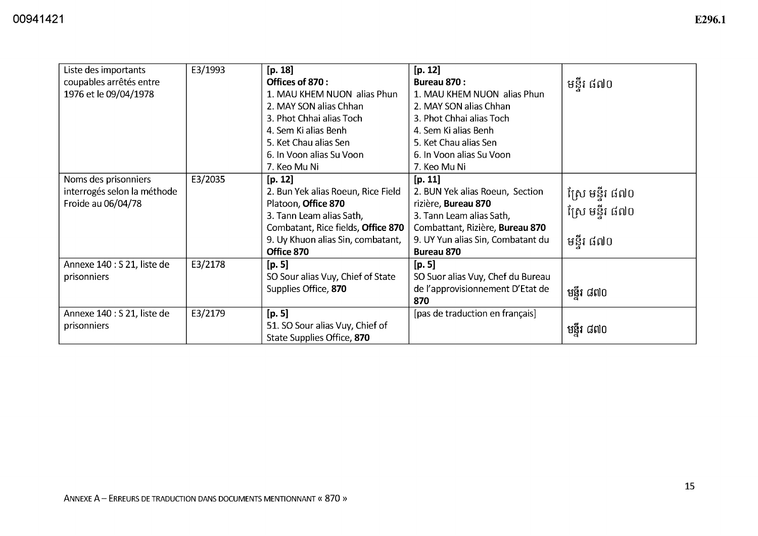| | | | | |
|---|---|---|---|---|
| Liste des importants coupables arrêtés entre 1976 et le 09/04/1978 | E3/1993 | **[p. 18]**<br>**Offices of 870 :**<br>1. MAU KHEM NUON alias Phun<br>2. MAY SON alias Chhan<br>3. Phot Chhai alias Toch<br>4. Sem Ki alias Benh<br>5. Ket Chau alias Sen<br>6. In Voon alias Su Voon<br>7. Keo Mu Ni | **[p. 12]**<br>**Bureau 870 :**<br>1. MAU KHEM NUON alias Phun<br>2. MAY SON alias Chhan<br>3. Phot Chhai alias Toch<br>4. Sem Ki alias Benh<br>5. Ket Chau alias Sen<br>6. In Voon alias Su Voon<br>7. Keo Mu Ni | មន្ទីរ ៨៧០ |
| Noms des prisonniers interrogés selon la méthode Froide au 06/04/78 | E3/2035 | **[p. 12]**<br>2. Bun Yek alias Roeun, Rice Field Platoon, **Office 870**<br>3. Tann Leam alias Sath, Combatant, Rice fields, **Office 870**<br>9. Uy Khuon alias Sin, combatant, **Office 870** | **[p. 11]**<br>2. BUN Yek alias Roeun, Section rizière, **Bureau 870**<br>3. Tann Leam alias Sath, Combattant, Rizière, **Bureau 870**<br>9. UY Yun alias Sin, Combatant du **Bureau 870** | ស្រែ មន្ទីរ ៨៧០<br>ស្រែ មន្ទីរ ៨៧០<br>មន្ទីរ ៨៧០ |
| Annexe 140 : S 21, liste de prisonniers | E3/2178 | **[p. 5]**<br>SO Sour alias Vuy, Chief of State Supplies Office, **870** | **[p. 5]**<br>SO Suor alias Vuy, Chef du Bureau de l'approvisionnement D'Etat de **870** | មន្ទីរ ៨៧០ |
| Annexe 140 : S 21, liste de prisonniers | E3/2179 | **[p. 5]**<br>51. SO Sour alias Vuy, Chief of State Supplies Office, **870** | [pas de traduction en français] | មន្ទីរ ៨៧០ |